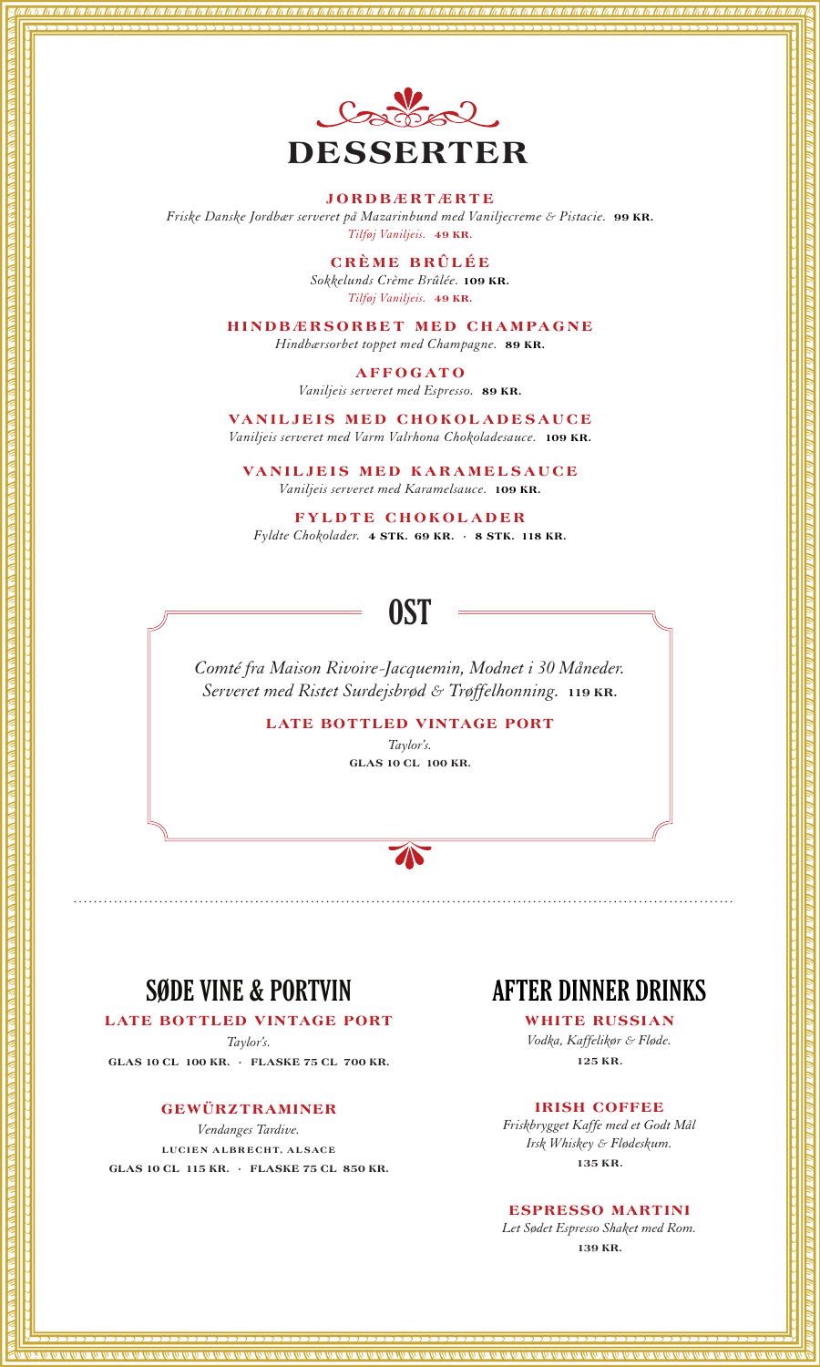# DESSERTER

### JORDBÆRTÆRTE
*Friske Danske Jordbær serveret på Mazarinbund med Vaniljecreme & Pistacie.* **99 KR.**
*Tilføj Vaniljeis.* **49 KR.**

### CRÈME BRÛLÉE
*Sokkelunds Crème Brûlée.* **109 KR.**
*Tilføj Vaniljeis.* **49 KR.**

### HINDBÆRSORBET MED CHAMPAGNE
*Hindbærsorbet toppet med Champagne.* **89 KR.**

### AFFOGATO
*Vaniljeis serveret med Espresso.* **89 KR.**

### VANILJEIS MED CHOKOLADESAUCE
*Vaniljeis serveret med Varm Valrhona Chokoladesauce.* **109 KR.**

### VANILJEIS MED KARAMELSAUCE
*Vaniljeis serveret med Karamelsauce.* **109 KR.**

### FYLDTE CHOKOLADER
*Fyldte Chokolader.* **4 STK. 69 KR. · 8 STK. 118 KR.**

## OST

*Comté fra Maison Rivoire-Jacquemin, Modnet i 30 Måneder. Serveret med Ristet Surdejsbrød & Trøffelhonning.* **119 KR.**

### LATE BOTTLED VINTAGE PORT
*Taylor's.*
**GLAS 10 CL 100 KR.**

## SØDE VINE & PORTVIN

### LATE BOTTLED VINTAGE PORT
*Taylor's.*
**GLAS 10 CL 100 KR. · FLASKE 75 CL 700 KR.**

### GEWÜRZTRAMINER
*Vendanges Tardive.*
LUCIEN ALBRECHT, ALSACE
**GLAS 10 CL 115 KR. · FLASKE 75 CL 850 KR.**

## AFTER DINNER DRINKS

### WHITE RUSSIAN
*Vodka, Kaffelikør & Fløde.*
**125 KR.**

### IRISH COFFEE
*Friskbrygget Kaffe med et Godt Mål Irsk Whiskey & Flødeskum.*
**135 KR.**

### ESPRESSO MARTINI
*Let Sødet Espresso Shaket med Rom.*
**139 KR.**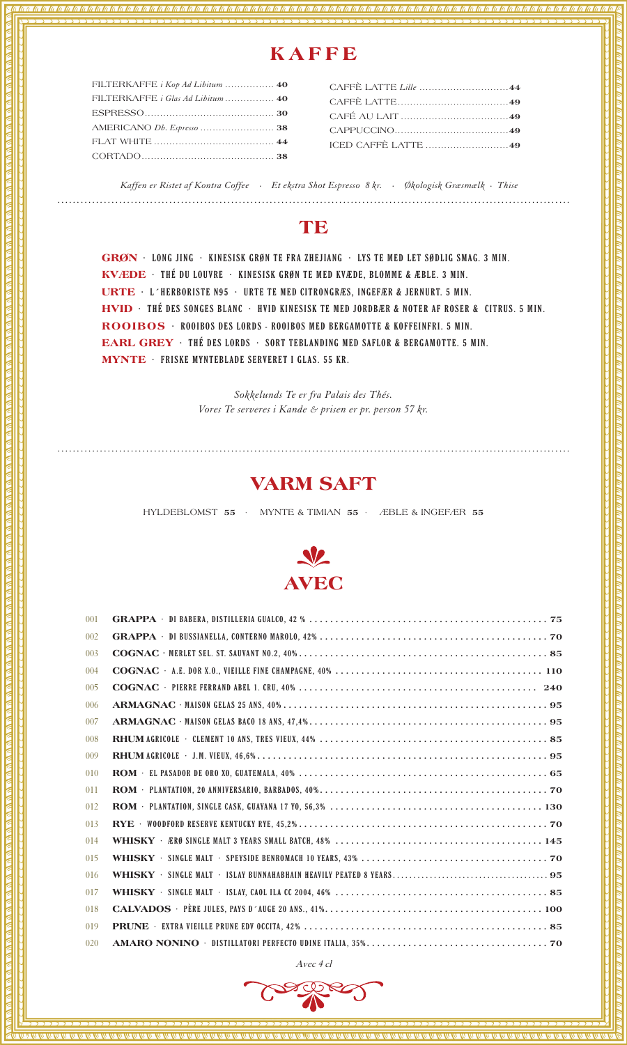# KAFFE

| | |
|---|---|
| FILTERKAFFE *i Kop Ad Libitum* | **40** |
| FILTERKAFFE *i Glas Ad Libitum* | **40** |
| ESPRESSO | **30** |
| AMERICANO *Db. Espresso* | **38** |
| FLAT WHITE | **44** |
| CORTADO | **38** |
| CAFFÈ LATTE *Lille* | **44** |
| CAFFÈ LATTE | **49** |
| CAFÉ AU LAIT | **49** |
| CAPPUCCINO | **49** |
| ICED CAFFÈ LATTE | **49** |

*Kaffen er Ristet af Kontra Coffee · Et ekstra Shot Espresso 8 kr. · Økologisk Græsmælk · Thise*

# TE

**GRØN** · LONG JING · KINESISK GRØN TE FRA ZHEJIANG · LYS TE MED LET SØDLIG SMAG. 3 MIN.
**KVÆDE** · THÉ DU LOUVRE · KINESISK GRØN TE MED KVÆDE, BLOMME & ÆBLE. 3 MIN.
**URTE** · L´HERBORISTE N95 · URTE TE MED CITRONGRÆS, INGEFÆR & JERNURT. 5 MIN.
**HVID** · THÉ DES SONGES BLANC · HVID KINESISK TE MED JORDBÆR & NOTER AF ROSER & CITRUS. 5 MIN.
**ROOIBOS** · ROOIBOS DES LORDS - ROOIBOS MED BERGAMOTTE & KOFFEINFRI. 5 MIN.
**EARL GREY** · THÉ DES LORDS · SORT TEBLANDING MED SAFLOR & BERGAMOTTE. 5 MIN.
**MYNTE** · FRISKE MYNTEBLADE SERVERET I GLAS. 55 KR.

*Sokkelunds Te er fra Palais des Thés.*
*Vores Te serveres i Kande & prisen er pr. person 57 kr.*

# VARM SAFT

HYLDEBLOMST **55** · MYNTE & TIMIAN **55** · ÆBLE & INGEFÆR **55**

# AVEC

| | | |
|---|---|---|
| 001 | **GRAPPA** · DI BABERA, DISTILLERIA GUALCO, 42 % | **75** |
| 002 | **GRAPPA** · DI BUSSIANELLA, CONTERNO MAROLO, 42% | **70** |
| 003 | **COGNAC** · MERLET SEL. ST. SAUVANT NO.2, 40% | **85** |
| 004 | **COGNAC** · A.E. DOR X.O., VIEILLE FINE CHAMPAGNE, 40% | **110** |
| 005 | **COGNAC** · PIERRE FERRAND ABEL 1. CRU, 40% | **240** |
| 006 | **ARMAGNAC** · MAISON GELAS 25 ANS, 40% | **95** |
| 007 | **ARMAGNAC** · MAISON GELAS BACO 18 ANS, 47,4% | **95** |
| 008 | **RHUM** AGRICOLE · CLEMENT 10 ANS, TRES VIEUX, 44% | **85** |
| 009 | **RHUM** AGRICOLE · J.M. VIEUX, 46,6% | **95** |
| 010 | **ROM** · EL PASADOR DE ORO XO, GUATEMALA, 40% | **65** |
| 011 | **ROM** · PLANTATION, 20 ANNIVERSARIO, BARBADOS, 40% | **70** |
| 012 | **ROM** · PLANTATION, SINGLE CASK, GUAYANA 17 YO, 56,3% | **130** |
| 013 | **RYE** · WOODFORD RESERVE KENTUCKY RYE, 45,2% | **70** |
| 014 | **WHISKY** · ÆRØ SINGLE MALT 3 YEARS SMALL BATCH, 48% | **145** |
| 015 | **WHISKY** · SINGLE MALT · SPEYSIDE BENROMACH 10 YEARS, 43% | **70** |
| 016 | **WHISKY** · SINGLE MALT · ISLAY BUNNAHABHAIN HEAVILY PEATED 8 YEARS | **95** |
| 017 | **WHISKY** · SINGLE MALT · ISLAY, CAOL ILA CC 2004, 46% | **85** |
| 018 | **CALVADOS** · PÈRE JULES, PAYS D´AUGE 20 ANS., 41% | **100** |
| 019 | **PRUNE** · EXTRA VIEILLE PRUNE EDV OCCITA, 42% | **85** |
| 020 | **AMARO NONINO** · DISTILLATORI PERFECTO UDINE ITALIA, 35% | **70** |

*Avec 4 cl*